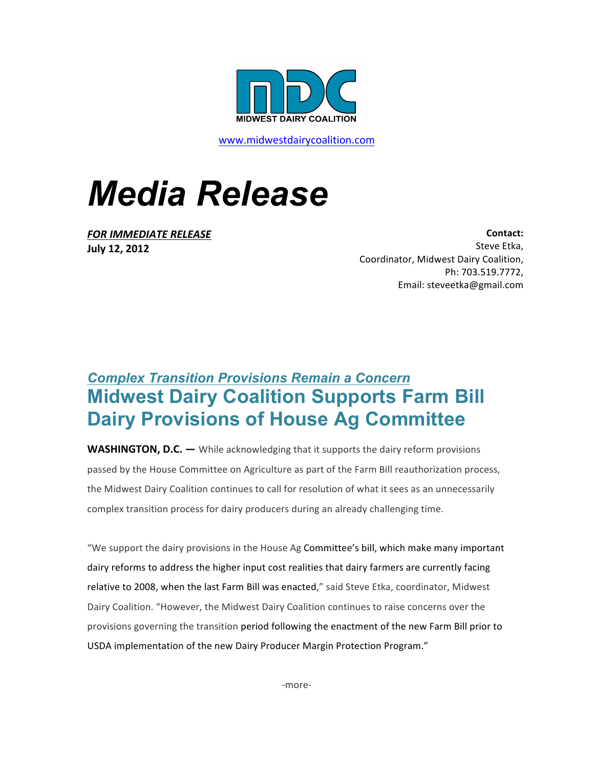MIDWEST DAIRY COALITION

www.midwestdairycoalition.com

# *Media Release*

***FOR IMMEDIATE RELEASE***
**July 12, 2012**

**Contact:**
Steve Etka,
Coordinator, Midwest Dairy Coalition,
Ph: 703.519.7772,
Email: steveetka@gmail.com

### *Complex Transition Provisions Remain a Concern*

## Midwest Dairy Coalition Supports Farm Bill Dairy Provisions of House Ag Committee

**WASHINGTON, D.C. —** While acknowledging that it supports the dairy reform provisions passed by the House Committee on Agriculture as part of the Farm Bill reauthorization process, the Midwest Dairy Coalition continues to call for resolution of what it sees as an unnecessarily complex transition process for dairy producers during an already challenging time.

"We support the dairy provisions in the House Ag Committee's bill, which make many important dairy reforms to address the higher input cost realities that dairy farmers are currently facing relative to 2008, when the last Farm Bill was enacted," said Steve Etka, coordinator, Midwest Dairy Coalition. "However, the Midwest Dairy Coalition continues to raise concerns over the provisions governing the transition period following the enactment of the new Farm Bill prior to USDA implementation of the new Dairy Producer Margin Protection Program."

-more-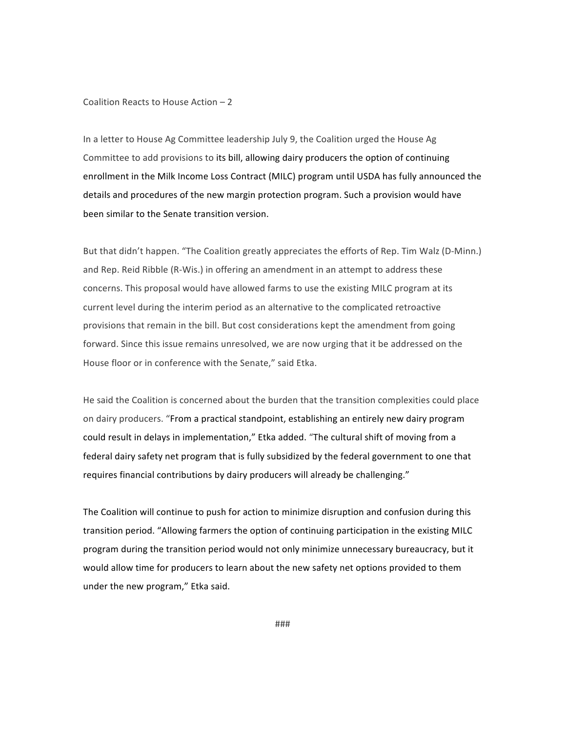Coalition Reacts to House Action – 2

In a letter to House Ag Committee leadership July 9, the Coalition urged the House Ag Committee to add provisions to its bill, allowing dairy producers the option of continuing enrollment in the Milk Income Loss Contract (MILC) program until USDA has fully announced the details and procedures of the new margin protection program. Such a provision would have been similar to the Senate transition version.

But that didn't happen. "The Coalition greatly appreciates the efforts of Rep. Tim Walz (D-Minn.) and Rep. Reid Ribble (R-Wis.) in offering an amendment in an attempt to address these concerns. This proposal would have allowed farms to use the existing MILC program at its current level during the interim period as an alternative to the complicated retroactive provisions that remain in the bill. But cost considerations kept the amendment from going forward. Since this issue remains unresolved, we are now urging that it be addressed on the House floor or in conference with the Senate," said Etka.

He said the Coalition is concerned about the burden that the transition complexities could place on dairy producers. "From a practical standpoint, establishing an entirely new dairy program could result in delays in implementation," Etka added. "The cultural shift of moving from a federal dairy safety net program that is fully subsidized by the federal government to one that requires financial contributions by dairy producers will already be challenging."

The Coalition will continue to push for action to minimize disruption and confusion during this transition period. "Allowing farmers the option of continuing participation in the existing MILC program during the transition period would not only minimize unnecessary bureaucracy, but it would allow time for producers to learn about the new safety net options provided to them under the new program," Etka said.

###